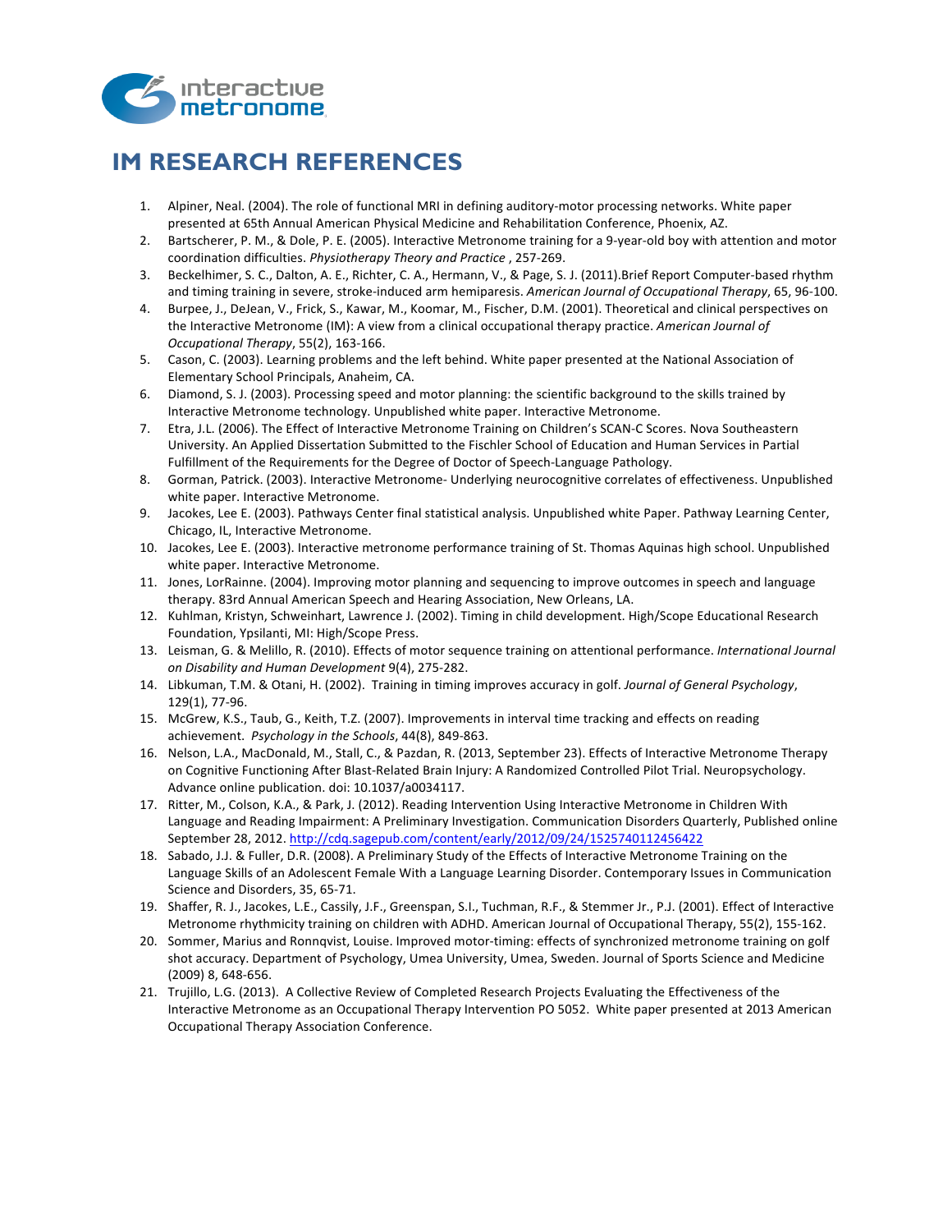# IM RESEARCH REFERENCES

1. Alpiner, Neal. (2004). The role of functional MRI in defining auditory-motor processing networks. White paper presented at 65th Annual American Physical Medicine and Rehabilitation Conference, Phoenix, AZ.
2. Bartscherer, P. M., & Dole, P. E. (2005). Interactive Metronome training for a 9-year-old boy with attention and motor coordination difficulties. *Physiotherapy Theory and Practice* , 257-269.
3. Beckelhimer, S. C., Dalton, A. E., Richter, C. A., Hermann, V., & Page, S. J. (2011).Brief Report Computer-based rhythm and timing training in severe, stroke-induced arm hemiparesis. *American Journal of Occupational Therapy*, 65, 96-100.
4. Burpee, J., DeJean, V., Frick, S., Kawar, M., Koomar, M., Fischer, D.M. (2001). Theoretical and clinical perspectives on the Interactive Metronome (IM): A view from a clinical occupational therapy practice. *American Journal of Occupational Therapy*, 55(2), 163-166.
5. Cason, C. (2003). Learning problems and the left behind. White paper presented at the National Association of Elementary School Principals, Anaheim, CA.
6. Diamond, S. J. (2003). Processing speed and motor planning: the scientific background to the skills trained by Interactive Metronome technology. Unpublished white paper. Interactive Metronome.
7. Etra, J.L. (2006). The Effect of Interactive Metronome Training on Children's SCAN-C Scores. Nova Southeastern University. An Applied Dissertation Submitted to the Fischler School of Education and Human Services in Partial Fulfillment of the Requirements for the Degree of Doctor of Speech-Language Pathology.
8. Gorman, Patrick. (2003). Interactive Metronome- Underlying neurocognitive correlates of effectiveness. Unpublished white paper. Interactive Metronome.
9. Jacokes, Lee E. (2003). Pathways Center final statistical analysis. Unpublished white Paper. Pathway Learning Center, Chicago, IL, Interactive Metronome.
10. Jacokes, Lee E. (2003). Interactive metronome performance training of St. Thomas Aquinas high school. Unpublished white paper. Interactive Metronome.
11. Jones, LorRainne. (2004). Improving motor planning and sequencing to improve outcomes in speech and language therapy. 83rd Annual American Speech and Hearing Association, New Orleans, LA.
12. Kuhlman, Kristyn, Schweinhart, Lawrence J. (2002). Timing in child development. High/Scope Educational Research Foundation, Ypsilanti, MI: High/Scope Press.
13. Leisman, G. & Melillo, R. (2010). Effects of motor sequence training on attentional performance. *International Journal on Disability and Human Development* 9(4), 275-282.
14. Libkuman, T.M. & Otani, H. (2002). Training in timing improves accuracy in golf. *Journal of General Psychology*, 129(1), 77-96.
15. McGrew, K.S., Taub, G., Keith, T.Z. (2007). Improvements in interval time tracking and effects on reading achievement. *Psychology in the Schools*, 44(8), 849-863.
16. Nelson, L.A., MacDonald, M., Stall, C., & Pazdan, R. (2013, September 23). Effects of Interactive Metronome Therapy on Cognitive Functioning After Blast-Related Brain Injury: A Randomized Controlled Pilot Trial. Neuropsychology. Advance online publication. doi: 10.1037/a0034117.
17. Ritter, M., Colson, K.A., & Park, J. (2012). Reading Intervention Using Interactive Metronome in Children With Language and Reading Impairment: A Preliminary Investigation. Communication Disorders Quarterly, Published online September 28, 2012. http://cdq.sagepub.com/content/early/2012/09/24/1525740112456422
18. Sabado, J.J. & Fuller, D.R. (2008). A Preliminary Study of the Effects of Interactive Metronome Training on the Language Skills of an Adolescent Female With a Language Learning Disorder. Contemporary Issues in Communication Science and Disorders, 35, 65-71.
19. Shaffer, R. J., Jacokes, L.E., Cassily, J.F., Greenspan, S.I., Tuchman, R.F., & Stemmer Jr., P.J. (2001). Effect of Interactive Metronome rhythmicity training on children with ADHD. American Journal of Occupational Therapy, 55(2), 155-162.
20. Sommer, Marius and Ronnqvist, Louise. Improved motor-timing: effects of synchronized metronome training on golf shot accuracy. Department of Psychology, Umea University, Umea, Sweden. Journal of Sports Science and Medicine (2009) 8, 648-656.
21. Trujillo, L.G. (2013). A Collective Review of Completed Research Projects Evaluating the Effectiveness of the Interactive Metronome as an Occupational Therapy Intervention PO 5052. White paper presented at 2013 American Occupational Therapy Association Conference.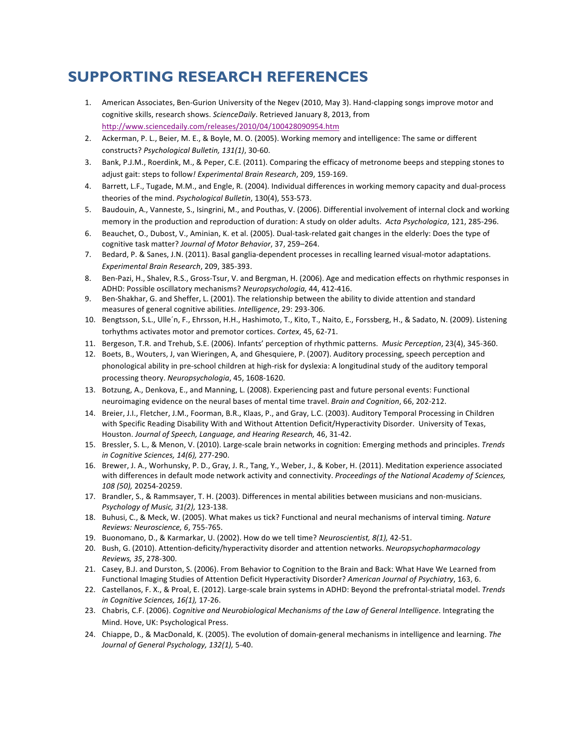# SUPPORTING RESEARCH REFERENCES

1. American Associates, Ben-Gurion University of the Negev (2010, May 3). Hand-clapping songs improve motor and cognitive skills, research shows. *ScienceDaily*. Retrieved January 8, 2013, from http://www.sciencedaily.com/releases/2010/04/100428090954.htm
2. Ackerman, P. L., Beier, M. E., & Boyle, M. O. (2005). Working memory and intelligence: The same or different constructs? *Psychological Bulletin, 131(1)*, 30-60.
3. Bank, P.J.M., Roerdink, M., & Peper, C.E. (2011). Comparing the efficacy of metronome beeps and stepping stones to adjust gait: steps to follow*! Experimental Brain Research*, 209, 159-169.
4. Barrett, L.F., Tugade, M.M., and Engle, R. (2004). Individual differences in working memory capacity and dual-process theories of the mind. *Psychological Bulletin*, 130(4), 553-573.
5. Baudouin, A., Vanneste, S., Isingrini, M., and Pouthas, V. (2006). Differential involvement of internal clock and working memory in the production and reproduction of duration: A study on older adults. *Acta Psychologica*, 121, 285-296.
6. Beauchet, O., Dubost, V., Aminian, K. et al. (2005). Dual-task-related gait changes in the elderly: Does the type of cognitive task matter? *Journal of Motor Behavior*, 37, 259–264.
7. Bedard, P. & Sanes, J.N. (2011). Basal ganglia-dependent processes in recalling learned visual-motor adaptations. *Experimental Brain Research*, 209, 385-393.
8. Ben-Pazi, H., Shalev, R.S., Gross-Tsur, V. and Bergman, H. (2006). Age and medication effects on rhythmic responses in ADHD: Possible oscillatory mechanisms? *Neuropsychologia,* 44, 412-416.
9. Ben-Shakhar, G. and Sheffer, L. (2001). The relationship between the ability to divide attention and standard measures of general cognitive abilities. *Intelligence*, 29: 293-306.
10. Bengtsson, S.L., Ulle´n, F., Ehrsson, H.H., Hashimoto, T., Kito, T., Naito, E., Forssberg, H., & Sadato, N. (2009). Listening torhythms activates motor and premotor cortices. *Cortex*, 45, 62-71.
11. Bergeson, T.R. and Trehub, S.E. (2006). Infants' perception of rhythmic patterns. *Music Perception*, 23(4), 345-360.
12. Boets, B., Wouters, J, van Wieringen, A, and Ghesquiere, P. (2007). Auditory processing, speech perception and phonological ability in pre-school children at high-risk for dyslexia: A longitudinal study of the auditory temporal processing theory. *Neuropsychologia*, 45, 1608-1620.
13. Botzung, A., Denkova, E., and Manning, L. (2008). Experiencing past and future personal events: Functional neuroimaging evidence on the neural bases of mental time travel. *Brain and Cognition*, 66, 202-212.
14. Breier, J.I., Fletcher, J.M., Foorman, B.R., Klaas, P., and Gray, L.C. (2003). Auditory Temporal Processing in Children with Specific Reading Disability With and Without Attention Deficit/Hyperactivity Disorder. University of Texas, Houston. *Journal of Speech, Language, and Hearing Research,* 46, 31-42.
15. Bressler, S. L., & Menon, V. (2010). Large-scale brain networks in cognition: Emerging methods and principles. *Trends in Cognitive Sciences, 14(6),* 277-290.
16. Brewer, J. A., Worhunsky, P. D., Gray, J. R., Tang, Y., Weber, J., & Kober, H. (2011). Meditation experience associated with differences in default mode network activity and connectivity. *Proceedings of the National Academy of Sciences, 108 (50),* 20254-20259.
17. Brandler, S., & Rammsayer, T. H. (2003). Differences in mental abilities between musicians and non-musicians. *Psychology of Music, 31(2),* 123-138.
18. Buhusi, C., & Meck, W. (2005). What makes us tick? Functional and neural mechanisms of interval timing. *Nature Reviews: Neuroscience, 6*, 755-765.
19. Buonomano, D., & Karmarkar, U. (2002). How do we tell time? *Neuroscientist, 8(1),* 42-51.
20. Bush, G. (2010). Attention-deficity/hyperactivity disorder and attention networks. *Neuropsychopharmacology Reviews, 35*, 278-300.
21. Casey, B.J. and Durston, S. (2006). From Behavior to Cognition to the Brain and Back: What Have We Learned from Functional Imaging Studies of Attention Deficit Hyperactivity Disorder? *American Journal of Psychiatry*, 163, 6.
22. Castellanos, F. X., & Proal, E. (2012). Large-scale brain systems in ADHD: Beyond the prefrontal-striatal model. *Trends in Cognitive Sciences, 16(1),* 17-26.
23. Chabris, C.F. (2006). *Cognitive and Neurobiological Mechanisms of the Law of General Intelligence*. Integrating the Mind. Hove, UK: Psychological Press.
24. Chiappe, D., & MacDonald, K. (2005). The evolution of domain-general mechanisms in intelligence and learning. *The Journal of General Psychology, 132(1),* 5-40.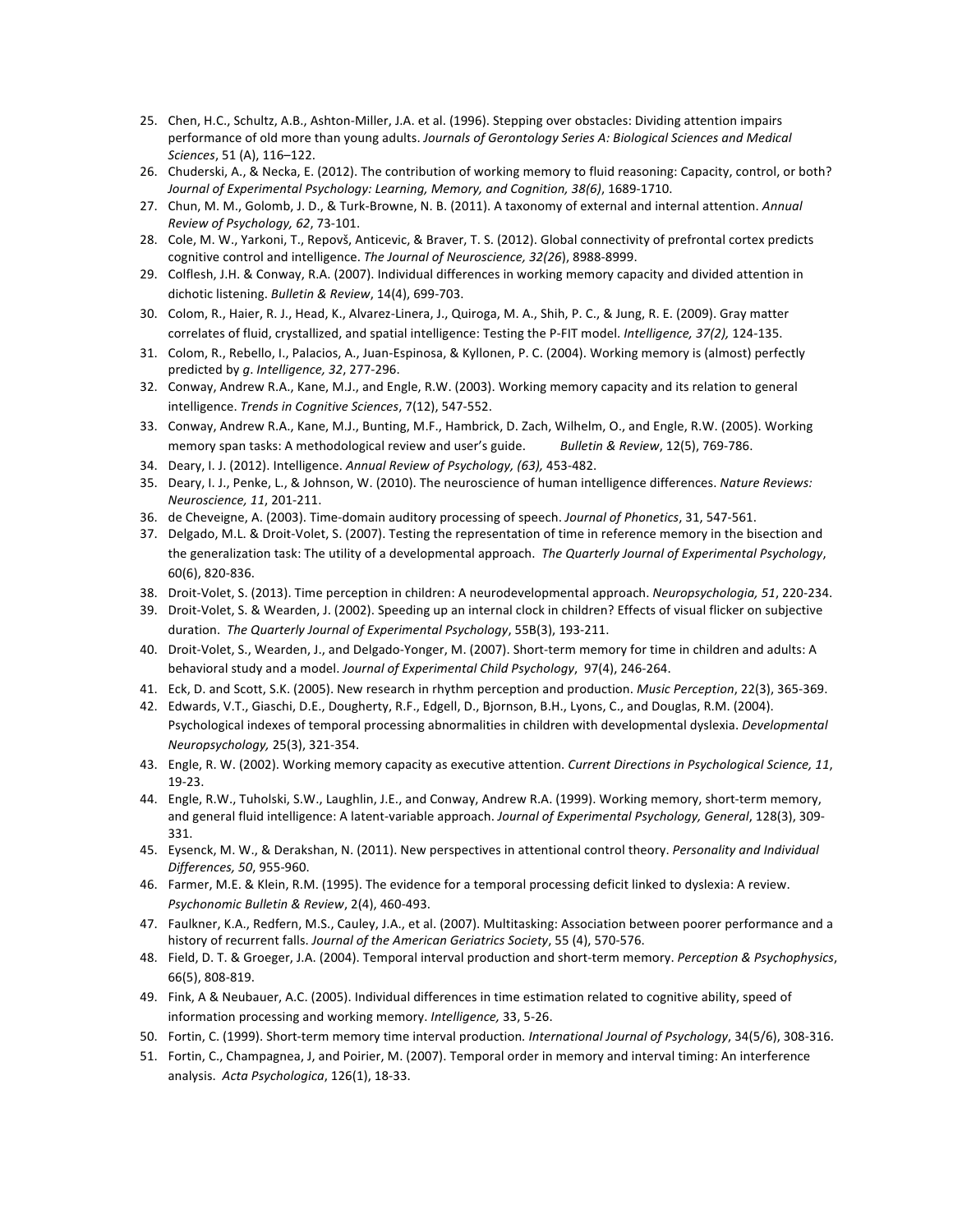25. Chen, H.C., Schultz, A.B., Ashton-Miller, J.A. et al. (1996). Stepping over obstacles: Dividing attention impairs performance of old more than young adults. *Journals of Gerontology Series A: Biological Sciences and Medical Sciences*, 51 (A), 116–122.
26. Chuderski, A., & Necka, E. (2012). The contribution of working memory to fluid reasoning: Capacity, control, or both? *Journal of Experimental Psychology: Learning, Memory, and Cognition, 38(6)*, 1689-1710.
27. Chun, M. M., Golomb, J. D., & Turk-Browne, N. B. (2011). A taxonomy of external and internal attention. *Annual Review of Psychology, 62*, 73-101.
28. Cole, M. W., Yarkoni, T., Repovš, Anticevic, & Braver, T. S. (2012). Global connectivity of prefrontal cortex predicts cognitive control and intelligence. *The Journal of Neuroscience, 32(26*), 8988-8999.
29. Colflesh, J.H. & Conway, R.A. (2007). Individual differences in working memory capacity and divided attention in dichotic listening. *Bulletin & Review*, 14(4), 699-703.
30. Colom, R., Haier, R. J., Head, K., Alvarez-Linera, J., Quiroga, M. A., Shih, P. C., & Jung, R. E. (2009). Gray matter correlates of fluid, crystallized, and spatial intelligence: Testing the P-FIT model. *Intelligence, 37(2),* 124-135.
31. Colom, R., Rebello, I., Palacios, A., Juan-Espinosa, & Kyllonen, P. C. (2004). Working memory is (almost) perfectly predicted by *g*. *Intelligence, 32*, 277-296.
32. Conway, Andrew R.A., Kane, M.J., and Engle, R.W. (2003). Working memory capacity and its relation to general intelligence. *Trends in Cognitive Sciences*, 7(12), 547-552.
33. Conway, Andrew R.A., Kane, M.J., Bunting, M.F., Hambrick, D. Zach, Wilhelm, O., and Engle, R.W. (2005). Working memory span tasks: A methodological review and user's guide. *Bulletin & Review*, 12(5), 769-786.
34. Deary, I. J. (2012). Intelligence. *Annual Review of Psychology, (63),* 453-482.
35. Deary, I. J., Penke, L., & Johnson, W. (2010). The neuroscience of human intelligence differences. *Nature Reviews: Neuroscience, 11*, 201-211.
36. de Cheveigne, A. (2003). Time-domain auditory processing of speech. *Journal of Phonetics*, 31, 547-561.
37. Delgado, M.L. & Droit-Volet, S. (2007). Testing the representation of time in reference memory in the bisection and the generalization task: The utility of a developmental approach. *The Quarterly Journal of Experimental Psychology*, 60(6), 820-836.
38. Droit-Volet, S. (2013). Time perception in children: A neurodevelopmental approach. *Neuropsychologia, 51*, 220-234.
39. Droit-Volet, S. & Wearden, J. (2002). Speeding up an internal clock in children? Effects of visual flicker on subjective duration. *The Quarterly Journal of Experimental Psychology*, 55B(3), 193-211.
40. Droit-Volet, S., Wearden, J., and Delgado-Yonger, M. (2007). Short-term memory for time in children and adults: A behavioral study and a model. *Journal of Experimental Child Psychology*, 97(4), 246-264.
41. Eck, D. and Scott, S.K. (2005). New research in rhythm perception and production. *Music Perception*, 22(3), 365-369.
42. Edwards, V.T., Giaschi, D.E., Dougherty, R.F., Edgell, D., Bjornson, B.H., Lyons, C., and Douglas, R.M. (2004). Psychological indexes of temporal processing abnormalities in children with developmental dyslexia. *Developmental Neuropsychology,* 25(3), 321-354.
43. Engle, R. W. (2002). Working memory capacity as executive attention. *Current Directions in Psychological Science, 11*, 19-23.
44. Engle, R.W., Tuholski, S.W., Laughlin, J.E., and Conway, Andrew R.A. (1999). Working memory, short-term memory, and general fluid intelligence: A latent-variable approach. *Journal of Experimental Psychology, General*, 128(3), 309-331.
45. Eysenck, M. W., & Derakshan, N. (2011). New perspectives in attentional control theory. *Personality and Individual Differences, 50*, 955-960.
46. Farmer, M.E. & Klein, R.M. (1995). The evidence for a temporal processing deficit linked to dyslexia: A review. *Psychonomic Bulletin & Review*, 2(4), 460-493.
47. Faulkner, K.A., Redfern, M.S., Cauley, J.A., et al. (2007). Multitasking: Association between poorer performance and a history of recurrent falls. *Journal of the American Geriatrics Society*, 55 (4), 570-576.
48. Field, D. T. & Groeger, J.A. (2004). Temporal interval production and short-term memory. *Perception & Psychophysics*, 66(5), 808-819.
49. Fink, A & Neubauer, A.C. (2005). Individual differences in time estimation related to cognitive ability, speed of information processing and working memory. *Intelligence,* 33, 5-26.
50. Fortin, C. (1999). Short-term memory time interval production. *International Journal of Psychology*, 34(5/6), 308-316.
51. Fortin, C., Champagnea, J, and Poirier, M. (2007). Temporal order in memory and interval timing: An interference analysis. *Acta Psychologica*, 126(1), 18-33.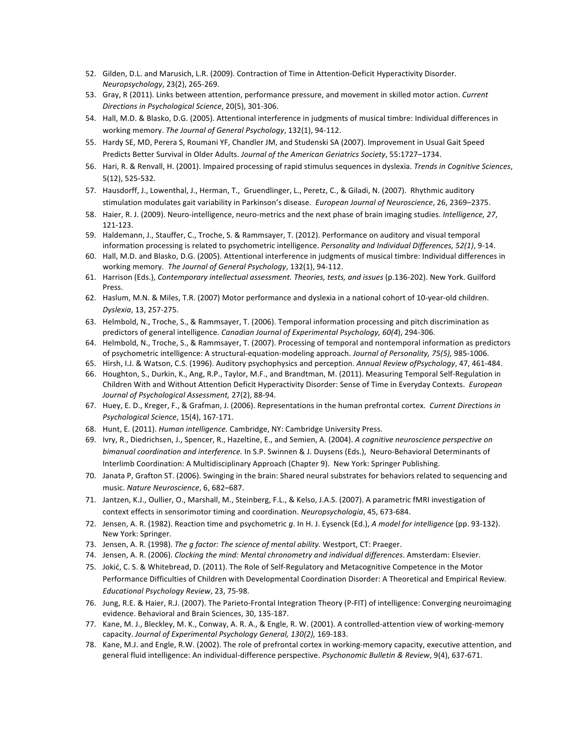52. Gilden, D.L. and Marusich, L.R. (2009). Contraction of Time in Attention-Deficit Hyperactivity Disorder. *Neuropsychology*, 23(2), 265-269.
53. Gray, R (2011). Links between attention, performance pressure, and movement in skilled motor action. *Current Directions in Psychological Science*, 20(5), 301-306.
54. Hall, M.D. & Blasko, D.G. (2005). Attentional interference in judgments of musical timbre: Individual differences in working memory. *The Journal of General Psychology*, 132(1), 94-112.
55. Hardy SE, MD, Perera S, Roumani YF, Chandler JM, and Studenski SA (2007). Improvement in Usual Gait Speed Predicts Better Survival in Older Adults. *Journal of the American Geriatrics Society*, 55:1727–1734.
56. Hari, R. & Renvall, H. (2001). Impaired processing of rapid stimulus sequences in dyslexia. *Trends in Cognitive Sciences*, 5(12), 525-532.
57. Hausdorff, J., Lowenthal, J., Herman, T., Gruendlinger, L., Peretz, C., & Giladi, N. (2007). Rhythmic auditory stimulation modulates gait variability in Parkinson's disease. *European Journal of Neuroscience*, 26, 2369–2375.
58. Haier, R. J. (2009). Neuro-intelligence, neuro-metrics and the next phase of brain imaging studies. *Intelligence, 27*, 121-123.
59. Haldemann, J., Stauffer, C., Troche, S. & Rammsayer, T. (2012). Performance on auditory and visual temporal information processing is related to psychometric intelligence. *Personality and Individual Differences, 52(1)*, 9-14.
60. Hall, M.D. and Blasko, D.G. (2005). Attentional interference in judgments of musical timbre: Individual differences in working memory. *The Journal of General Psychology*, 132(1), 94-112.
61. Harrison (Eds.), *Contemporary intellectual assessment. Theories, tests, and issues* (p.136-202). New York. Guilford Press.
62. Haslum, M.N. & Miles, T.R. (2007) Motor performance and dyslexia in a national cohort of 10-year-old children. *Dyslexia*, 13, 257-275.
63. Helmbold, N., Troche, S., & Rammsayer, T. (2006). Temporal information processing and pitch discrimination as predictors of general intelligence. *Canadian Journal of Experimental Psychology, 60(4*), 294-306.
64. Helmbold, N., Troche, S., & Rammsayer, T. (2007). Processing of temporal and nontemporal information as predictors of psychometric intelligence: A structural-equation-modeling approach. *Journal of Personality, 75(5),* 985-1006.
65. Hirsh, I.J. & Watson, C.S. (1996). Auditory psychophysics and perception. *Annual Review ofPsychology*, 47, 461-484.
66. Houghton, S., Durkin, K., Ang, R.P., Taylor, M.F., and Brandtman, M. (2011). Measuring Temporal Self-Regulation in Children With and Without Attention Deficit Hyperactivity Disorder: Sense of Time in Everyday Contexts. *European Journal of Psychological Assessment,* 27(2), 88-94.
67. Huey, E. D., Kreger, F., & Grafman, J. (2006). Representations in the human prefrontal cortex. *Current Directions in Psychological Science*, 15(4), 167-171.
68. Hunt, E. (2011). *Human intelligence.* Cambridge, NY: Cambridge University Press.
69. Ivry, R., Diedrichsen, J., Spencer, R., Hazeltine, E., and Semien, A. (2004). *A cognitive neuroscience perspective on bimanual coordination and interference.* In S.P. Swinnen & J. Duysens (Eds.), Neuro-Behavioral Determinants of Interlimb Coordination: A Multidisciplinary Approach (Chapter 9). New York: Springer Publishing.
70. Janata P, Grafton ST. (2006). Swinging in the brain: Shared neural substrates for behaviors related to sequencing and music. *Nature Neuroscience*, 6, 682–687.
71. Jantzen, K.J., Oullier, O., Marshall, M., Steinberg, F.L., & Kelso, J.A.S. (2007). A parametric fMRI investigation of context effects in sensorimotor timing and coordination. *Neuropsychologia*, 45, 673-684.
72. Jensen, A. R. (1982). Reaction time and psychometric *g*. In H. J. Eysenck (Ed.), *A model for intelligence* (pp. 93-132). New York: Springer.
73. Jensen, A. R. (1998). *The g factor: The science of mental ability.* Westport, CT: Praeger.
74. Jensen, A. R. (2006). *Clocking the mind: Mental chronometry and individual differences*. Amsterdam: Elsevier.
75. Jokić, C. S. & Whitebread, D. (2011). The Role of Self-Regulatory and Metacognitive Competence in the Motor Performance Difficulties of Children with Developmental Coordination Disorder: A Theoretical and Empirical Review. *Educational Psychology Review*, 23, 75-98.
76. Jung, R.E. & Haier, R.J. (2007). The Parieto-Frontal Integration Theory (P-FIT) of intelligence: Converging neuroimaging evidence. Behavioral and Brain Sciences, 30, 135-187.
77. Kane, M. J., Bleckley, M. K., Conway, A. R. A., & Engle, R. W. (2001). A controlled-attention view of working-memory capacity. *Journal of Experimental Psychology General, 130(2),* 169-183.
78. Kane, M.J. and Engle, R.W. (2002). The role of prefrontal cortex in working-memory capacity, executive attention, and general fluid intelligence: An individual-difference perspective. *Psychonomic Bulletin & Review*, 9(4), 637-671.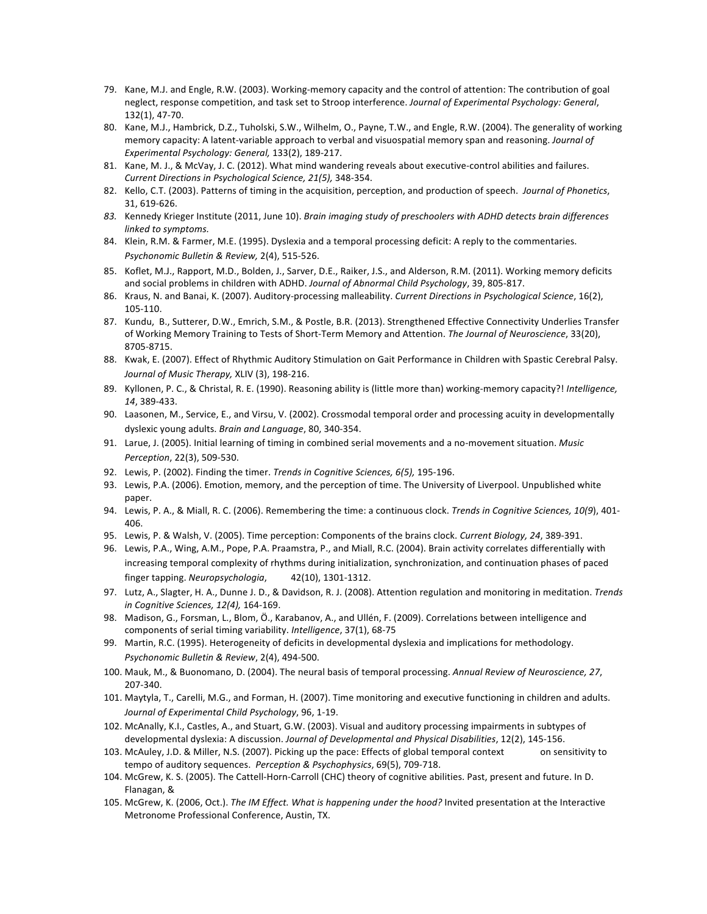79. Kane, M.J. and Engle, R.W. (2003). Working-memory capacity and the control of attention: The contribution of goal neglect, response competition, and task set to Stroop interference. *Journal of Experimental Psychology: General*, 132(1), 47-70.
80. Kane, M.J., Hambrick, D.Z., Tuholski, S.W., Wilhelm, O., Payne, T.W., and Engle, R.W. (2004). The generality of working memory capacity: A latent-variable approach to verbal and visuospatial memory span and reasoning. *Journal of Experimental Psychology: General,* 133(2), 189-217.
81. Kane, M. J., & McVay, J. C. (2012). What mind wandering reveals about executive-control abilities and failures. *Current Directions in Psychological Science, 21(5),* 348-354.
82. Kello, C.T. (2003). Patterns of timing in the acquisition, perception, and production of speech. *Journal of Phonetics*, 31, 619-626.
83. Kennedy Krieger Institute (2011, June 10). *Brain imaging study of preschoolers with ADHD detects brain differences linked to symptoms.*
84. Klein, R.M. & Farmer, M.E. (1995). Dyslexia and a temporal processing deficit: A reply to the commentaries. *Psychonomic Bulletin & Review,* 2(4), 515-526.
85. Koflet, M.J., Rapport, M.D., Bolden, J., Sarver, D.E., Raiker, J.S., and Alderson, R.M. (2011). Working memory deficits and social problems in children with ADHD. *Journal of Abnormal Child Psychology*, 39, 805-817.
86. Kraus, N. and Banai, K. (2007). Auditory-processing malleability. *Current Directions in Psychological Science*, 16(2), 105-110.
87. Kundu, B., Sutterer, D.W., Emrich, S.M., & Postle, B.R. (2013). Strengthened Effective Connectivity Underlies Transfer of Working Memory Training to Tests of Short-Term Memory and Attention. *The Journal of Neuroscience*, 33(20), 8705-8715.
88. Kwak, E. (2007). Effect of Rhythmic Auditory Stimulation on Gait Performance in Children with Spastic Cerebral Palsy. *Journal of Music Therapy,* XLIV (3), 198-216.
89. Kyllonen, P. C., & Christal, R. E. (1990). Reasoning ability is (little more than) working-memory capacity?! *Intelligence, 14*, 389-433.
90. Laasonen, M., Service, E., and Virsu, V. (2002). Crossmodal temporal order and processing acuity in developmentally dyslexic young adults. *Brain and Language*, 80, 340-354.
91. Larue, J. (2005). Initial learning of timing in combined serial movements and a no-movement situation. *Music Perception*, 22(3), 509-530.
92. Lewis, P. (2002). Finding the timer. *Trends in Cognitive Sciences, 6(5),* 195-196.
93. Lewis, P.A. (2006). Emotion, memory, and the perception of time. The University of Liverpool. Unpublished white paper.
94. Lewis, P. A., & Miall, R. C. (2006). Remembering the time: a continuous clock. *Trends in Cognitive Sciences, 10(9*), 401-406.
95. Lewis, P. & Walsh, V. (2005). Time perception: Components of the brains clock. *Current Biology, 24*, 389-391.
96. Lewis, P.A., Wing, A.M., Pope, P.A. Praamstra, P., and Miall, R.C. (2004). Brain activity correlates differentially with increasing temporal complexity of rhythms during initialization, synchronization, and continuation phases of paced finger tapping. *Neuropsychologia*, 42(10), 1301-1312.
97. Lutz, A., Slagter, H. A., Dunne J. D., & Davidson, R. J. (2008). Attention regulation and monitoring in meditation. *Trends in Cognitive Sciences, 12(4),* 164-169.
98. Madison, G., Forsman, L., Blom, Ö., Karabanov, A., and Ullén, F. (2009). Correlations between intelligence and components of serial timing variability. *Intelligence*, 37(1), 68-75
99. Martin, R.C. (1995). Heterogeneity of deficits in developmental dyslexia and implications for methodology. *Psychonomic Bulletin & Review*, 2(4), 494-500.
100. Mauk, M., & Buonomano, D. (2004). The neural basis of temporal processing. *Annual Review of Neuroscience, 27*, 207-340.
101. Maytyla, T., Carelli, M.G., and Forman, H. (2007). Time monitoring and executive functioning in children and adults. *Journal of Experimental Child Psychology*, 96, 1-19.
102. McAnally, K.I., Castles, A., and Stuart, G.W. (2003). Visual and auditory processing impairments in subtypes of developmental dyslexia: A discussion. *Journal of Developmental and Physical Disabilities*, 12(2), 145-156.
103. McAuley, J.D. & Miller, N.S. (2007). Picking up the pace: Effects of global temporal context on sensitivity to tempo of auditory sequences. *Perception & Psychophysics*, 69(5), 709-718.
104. McGrew, K. S. (2005). The Cattell-Horn-Carroll (CHC) theory of cognitive abilities. Past, present and future. In D. Flanagan, &
105. McGrew, K. (2006, Oct.). *The IM Effect. What is happening under the hood?* Invited presentation at the Interactive Metronome Professional Conference, Austin, TX.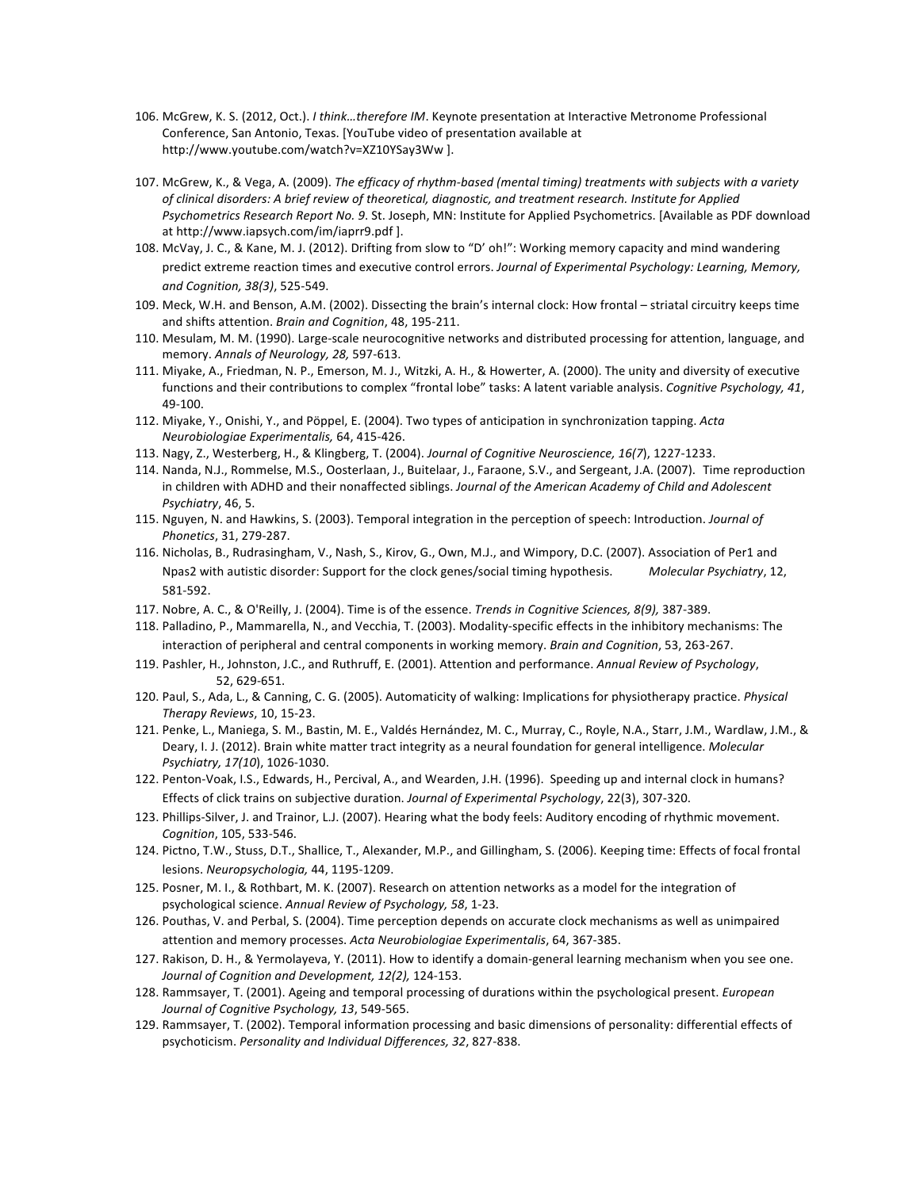106. McGrew, K. S. (2012, Oct.). *I think…therefore IM*. Keynote presentation at Interactive Metronome Professional Conference, San Antonio, Texas. [YouTube video of presentation available at http://www.youtube.com/watch?v=XZ10YSay3Ww ].

107. McGrew, K., & Vega, A. (2009). *The efficacy of rhythm-based (mental timing) treatments with subjects with a variety of clinical disorders: A brief review of theoretical, diagnostic, and treatment research. Institute for Applied Psychometrics Research Report No. 9*. St. Joseph, MN: Institute for Applied Psychometrics. [Available as PDF download at http://www.iapsych.com/im/iaprr9.pdf ].

108. McVay, J. C., & Kane, M. J. (2012). Drifting from slow to "D' oh!": Working memory capacity and mind wandering predict extreme reaction times and executive control errors. *Journal of Experimental Psychology: Learning, Memory, and Cognition, 38(3)*, 525-549.

109. Meck, W.H. and Benson, A.M. (2002). Dissecting the brain's internal clock: How frontal – striatal circuitry keeps time and shifts attention. *Brain and Cognition*, 48, 195-211.

110. Mesulam, M. M. (1990). Large-scale neurocognitive networks and distributed processing for attention, language, and memory. *Annals of Neurology, 28,* 597-613.

111. Miyake, A., Friedman, N. P., Emerson, M. J., Witzki, A. H., & Howerter, A. (2000). The unity and diversity of executive functions and their contributions to complex "frontal lobe" tasks: A latent variable analysis. *Cognitive Psychology, 41*, 49-100.

112. Miyake, Y., Onishi, Y., and Pöppel, E. (2004). Two types of anticipation in synchronization tapping. *Acta Neurobiologiae Experimentalis,* 64, 415-426.

113. Nagy, Z., Westerberg, H., & Klingberg, T. (2004). *Journal of Cognitive Neuroscience, 16(7*), 1227-1233.

114. Nanda, N.J., Rommelse, M.S., Oosterlaan, J., Buitelaar, J., Faraone, S.V., and Sergeant, J.A. (2007). Time reproduction in children with ADHD and their nonaffected siblings. *Journal of the American Academy of Child and Adolescent Psychiatry*, 46, 5.

115. Nguyen, N. and Hawkins, S. (2003). Temporal integration in the perception of speech: Introduction. *Journal of Phonetics*, 31, 279-287.

116. Nicholas, B., Rudrasingham, V., Nash, S., Kirov, G., Own, M.J., and Wimpory, D.C. (2007). Association of Per1 and Npas2 with autistic disorder: Support for the clock genes/social timing hypothesis. *Molecular Psychiatry*, 12, 581-592.

117. Nobre, A. C., & O'Reilly, J. (2004). Time is of the essence. *Trends in Cognitive Sciences, 8(9),* 387-389.

118. Palladino, P., Mammarella, N., and Vecchia, T. (2003). Modality-specific effects in the inhibitory mechanisms: The interaction of peripheral and central components in working memory. *Brain and Cognition*, 53, 263-267.

119. Pashler, H., Johnston, J.C., and Ruthruff, E. (2001). Attention and performance. *Annual Review of Psychology*, 52, 629-651.

120. Paul, S., Ada, L., & Canning, C. G. (2005). Automaticity of walking: Implications for physiotherapy practice. *Physical Therapy Reviews*, 10, 15-23.

121. Penke, L., Maniega, S. M., Bastin, M. E., Valdés Hernández, M. C., Murray, C., Royle, N.A., Starr, J.M., Wardlaw, J.M., & Deary, I. J. (2012). Brain white matter tract integrity as a neural foundation for general intelligence. *Molecular Psychiatry, 17(10*), 1026-1030.

122. Penton-Voak, I.S., Edwards, H., Percival, A., and Wearden, J.H. (1996). Speeding up and internal clock in humans? Effects of click trains on subjective duration. *Journal of Experimental Psychology*, 22(3), 307-320.

123. Phillips-Silver, J. and Trainor, L.J. (2007). Hearing what the body feels: Auditory encoding of rhythmic movement. *Cognition*, 105, 533-546.

124. Pictno, T.W., Stuss, D.T., Shallice, T., Alexander, M.P., and Gillingham, S. (2006). Keeping time: Effects of focal frontal lesions. *Neuropsychologia,* 44, 1195-1209.

125. Posner, M. I., & Rothbart, M. K. (2007). Research on attention networks as a model for the integration of psychological science. *Annual Review of Psychology, 58*, 1-23.

126. Pouthas, V. and Perbal, S. (2004). Time perception depends on accurate clock mechanisms as well as unimpaired attention and memory processes. *Acta Neurobiologiae Experimentalis*, 64, 367-385.

127. Rakison, D. H., & Yermolayeva, Y. (2011). How to identify a domain-general learning mechanism when you see one. *Journal of Cognition and Development, 12(2),* 124-153.

128. Rammsayer, T. (2001). Ageing and temporal processing of durations within the psychological present. *European Journal of Cognitive Psychology, 13*, 549-565.

129. Rammsayer, T. (2002). Temporal information processing and basic dimensions of personality: differential effects of psychoticism. *Personality and Individual Differences, 32*, 827-838.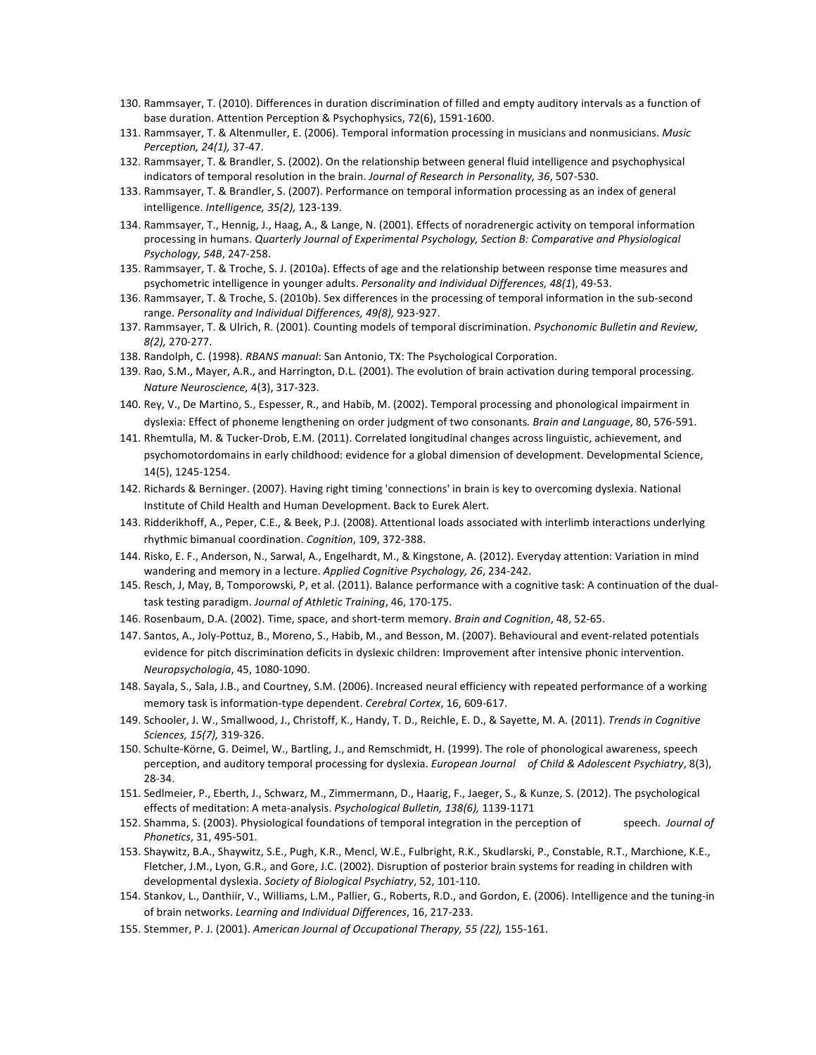130. Rammsayer, T. (2010). Differences in duration discrimination of filled and empty auditory intervals as a function of base duration. Attention Perception & Psychophysics, 72(6), 1591-1600.
131. Rammsayer, T. & Altenmuller, E. (2006). Temporal information processing in musicians and nonmusicians. *Music Perception, 24(1),* 37-47.
132. Rammsayer, T. & Brandler, S. (2002). On the relationship between general fluid intelligence and psychophysical indicators of temporal resolution in the brain. *Journal of Research in Personality, 36*, 507-530.
133. Rammsayer, T. & Brandler, S. (2007). Performance on temporal information processing as an index of general intelligence. *Intelligence, 35(2),* 123-139.
134. Rammsayer, T., Hennig, J., Haag, A., & Lange, N. (2001). Effects of noradrenergic activity on temporal information processing in humans. *Quarterly Journal of Experimental Psychology, Section B: Comparative and Physiological Psychology, 54B*, 247-258.
135. Rammsayer, T. & Troche, S. J. (2010a). Effects of age and the relationship between response time measures and psychometric intelligence in younger adults. *Personality and Individual Differences, 48(1*), 49-53.
136. Rammsayer, T. & Troche, S. (2010b). Sex differences in the processing of temporal information in the sub-second range. *Personality and Individual Differences, 49(8),* 923-927.
137. Rammsayer, T. & Ulrich, R. (2001). Counting models of temporal discrimination. *Psychonomic Bulletin and Review, 8(2),* 270-277.
138. Randolph, C. (1998). *RBANS manual*: San Antonio, TX: The Psychological Corporation.
139. Rao, S.M., Mayer, A.R., and Harrington, D.L. (2001). The evolution of brain activation during temporal processing. *Nature Neuroscience,* 4(3), 317-323.
140. Rey, V., De Martino, S., Espesser, R., and Habib, M. (2002). Temporal processing and phonological impairment in dyslexia: Effect of phoneme lengthening on order judgment of two consonants*. Brain and Language*, 80, 576-591.
141. Rhemtulla, M. & Tucker-Drob, E.M. (2011). Correlated longitudinal changes across linguistic, achievement, and psychomotordomains in early childhood: evidence for a global dimension of development. Developmental Science, 14(5), 1245-1254.
142. Richards & Berninger. (2007). Having right timing 'connections' in brain is key to overcoming dyslexia. National Institute of Child Health and Human Development. Back to Eurek Alert.
143. Ridderikhoff, A., Peper, C.E., & Beek, P.J. (2008). Attentional loads associated with interlimb interactions underlying rhythmic bimanual coordination. *Cognition*, 109, 372-388.
144. Risko, E. F., Anderson, N., Sarwal, A., Engelhardt, M., & Kingstone, A. (2012). Everyday attention: Variation in mind wandering and memory in a lecture. *Applied Cognitive Psychology, 26*, 234-242.
145. Resch, J, May, B, Tomporowski, P, et al. (2011). Balance performance with a cognitive task: A continuation of the dual-task testing paradigm. *Journal of Athletic Training*, 46, 170-175.
146. Rosenbaum, D.A. (2002). Time, space, and short-term memory. *Brain and Cognition*, 48, 52-65.
147. Santos, A., Joly-Pottuz, B., Moreno, S., Habib, M., and Besson, M. (2007). Behavioural and event-related potentials evidence for pitch discrimination deficits in dyslexic children: Improvement after intensive phonic intervention. *Neuropsychologia*, 45, 1080-1090.
148. Sayala, S., Sala, J.B., and Courtney, S.M. (2006). Increased neural efficiency with repeated performance of a working memory task is information-type dependent. *Cerebral Cortex*, 16, 609-617.
149. Schooler, J. W., Smallwood, J., Christoff, K., Handy, T. D., Reichle, E. D., & Sayette, M. A. (2011). *Trends in Cognitive Sciences, 15(7),* 319-326.
150. Schulte-Körne, G. Deimel, W., Bartling, J., and Remschmidt, H. (1999). The role of phonological awareness, speech perception, and auditory temporal processing for dyslexia. *European Journal of Child & Adolescent Psychiatry*, 8(3), 28-34.
151. Sedlmeier, P., Eberth, J., Schwarz, M., Zimmermann, D., Haarig, F., Jaeger, S., & Kunze, S. (2012). The psychological effects of meditation: A meta-analysis. *Psychological Bulletin, 138(6),* 1139-1171
152. Shamma, S. (2003). Physiological foundations of temporal integration in the perception of speech. *Journal of Phonetics*, 31, 495-501.
153. Shaywitz, B.A., Shaywitz, S.E., Pugh, K.R., Mencl, W.E., Fulbright, R.K., Skudlarski, P., Constable, R.T., Marchione, K.E., Fletcher, J.M., Lyon, G.R., and Gore, J.C. (2002). Disruption of posterior brain systems for reading in children with developmental dyslexia. *Society of Biological Psychiatry*, 52, 101-110.
154. Stankov, L., Danthiir, V., Williams, L.M., Pallier, G., Roberts, R.D., and Gordon, E. (2006). Intelligence and the tuning-in of brain networks. *Learning and Individual Differences*, 16, 217-233.
155. Stemmer, P. J. (2001). *American Journal of Occupational Therapy, 55 (22),* 155-161.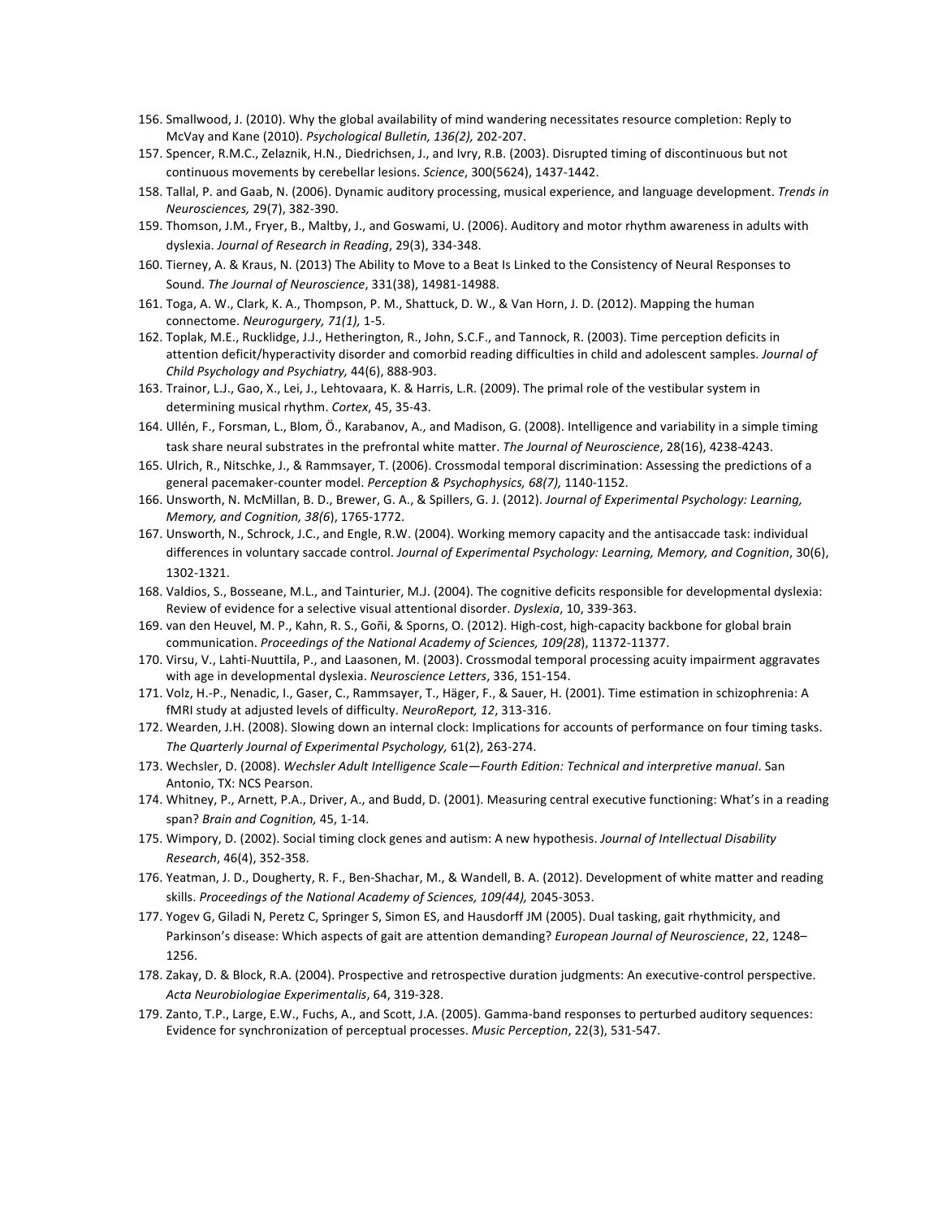156. Smallwood, J. (2010). Why the global availability of mind wandering necessitates resource completion: Reply to McVay and Kane (2010). *Psychological Bulletin, 136(2),* 202-207.
157. Spencer, R.M.C., Zelaznik, H.N., Diedrichsen, J., and Ivry, R.B. (2003). Disrupted timing of discontinuous but not continuous movements by cerebellar lesions. *Science*, 300(5624), 1437-1442.
158. Tallal, P. and Gaab, N. (2006). Dynamic auditory processing, musical experience, and language development. *Trends in Neurosciences,* 29(7), 382-390.
159. Thomson, J.M., Fryer, B., Maltby, J., and Goswami, U. (2006). Auditory and motor rhythm awareness in adults with dyslexia. *Journal of Research in Reading*, 29(3), 334-348.
160. Tierney, A. & Kraus, N. (2013) The Ability to Move to a Beat Is Linked to the Consistency of Neural Responses to Sound. *The Journal of Neuroscience*, 331(38), 14981-14988.
161. Toga, A. W., Clark, K. A., Thompson, P. M., Shattuck, D. W., & Van Horn, J. D. (2012). Mapping the human connectome. *Neurogurgery, 71(1),* 1-5.
162. Toplak, M.E., Rucklidge, J.J., Hetherington, R., John, S.C.F., and Tannock, R. (2003). Time perception deficits in attention deficit/hyperactivity disorder and comorbid reading difficulties in child and adolescent samples. *Journal of Child Psychology and Psychiatry,* 44(6), 888-903.
163. Trainor, L.J., Gao, X., Lei, J., Lehtovaara, K. & Harris, L.R. (2009). The primal role of the vestibular system in determining musical rhythm. *Cortex*, 45, 35-43.
164. Ullén, F., Forsman, L., Blom, Ö., Karabanov, A., and Madison, G. (2008). Intelligence and variability in a simple timing task share neural substrates in the prefrontal white matter. *The Journal of Neuroscience*, 28(16), 4238-4243.
165. Ulrich, R., Nitschke, J., & Rammsayer, T. (2006). Crossmodal temporal discrimination: Assessing the predictions of a general pacemaker-counter model. *Perception & Psychophysics, 68(7),* 1140-1152.
166. Unsworth, N. McMillan, B. D., Brewer, G. A., & Spillers, G. J. (2012). *Journal of Experimental Psychology: Learning, Memory, and Cognition, 38(6*), 1765-1772.
167. Unsworth, N., Schrock, J.C., and Engle, R.W. (2004). Working memory capacity and the antisaccade task: individual differences in voluntary saccade control. *Journal of Experimental Psychology: Learning, Memory, and Cognition*, 30(6), 1302-1321.
168. Valdios, S., Bosseane, M.L., and Tainturier, M.J. (2004). The cognitive deficits responsible for developmental dyslexia: Review of evidence for a selective visual attentional disorder. *Dyslexia*, 10, 339-363.
169. van den Heuvel, M. P., Kahn, R. S., Goñi, & Sporns, O. (2012). High-cost, high-capacity backbone for global brain communication. *Proceedings of the National Academy of Sciences, 109(28*), 11372-11377.
170. Virsu, V., Lahti-Nuuttila, P., and Laasonen, M. (2003). Crossmodal temporal processing acuity impairment aggravates with age in developmental dyslexia. *Neuroscience Letters*, 336, 151-154.
171. Volz, H.-P., Nenadic, I., Gaser, C., Rammsayer, T., Häger, F., & Sauer, H. (2001). Time estimation in schizophrenia: A fMRI study at adjusted levels of difficulty. *NeuroReport, 12*, 313-316.
172. Wearden, J.H. (2008). Slowing down an internal clock: Implications for accounts of performance on four timing tasks. *The Quarterly Journal of Experimental Psychology,* 61(2), 263-274.
173. Wechsler, D. (2008). *Wechsler Adult Intelligence Scale—Fourth Edition: Technical and interpretive manual*. San Antonio, TX: NCS Pearson.
174. Whitney, P., Arnett, P.A., Driver, A., and Budd, D. (2001). Measuring central executive functioning: What's in a reading span? *Brain and Cognition,* 45, 1-14.
175. Wimpory, D. (2002). Social timing clock genes and autism: A new hypothesis. *Journal of Intellectual Disability Research*, 46(4), 352-358.
176. Yeatman, J. D., Dougherty, R. F., Ben-Shachar, M., & Wandell, B. A. (2012). Development of white matter and reading skills. *Proceedings of the National Academy of Sciences, 109(44),* 2045-3053.
177. Yogev G, Giladi N, Peretz C, Springer S, Simon ES, and Hausdorff JM (2005). Dual tasking, gait rhythmicity, and Parkinson's disease: Which aspects of gait are attention demanding? *European Journal of Neuroscience*, 22, 1248–1256.
178. Zakay, D. & Block, R.A. (2004). Prospective and retrospective duration judgments: An executive-control perspective. *Acta Neurobiologiae Experimentalis*, 64, 319-328.
179. Zanto, T.P., Large, E.W., Fuchs, A., and Scott, J.A. (2005). Gamma-band responses to perturbed auditory sequences: Evidence for synchronization of perceptual processes. *Music Perception*, 22(3), 531-547.